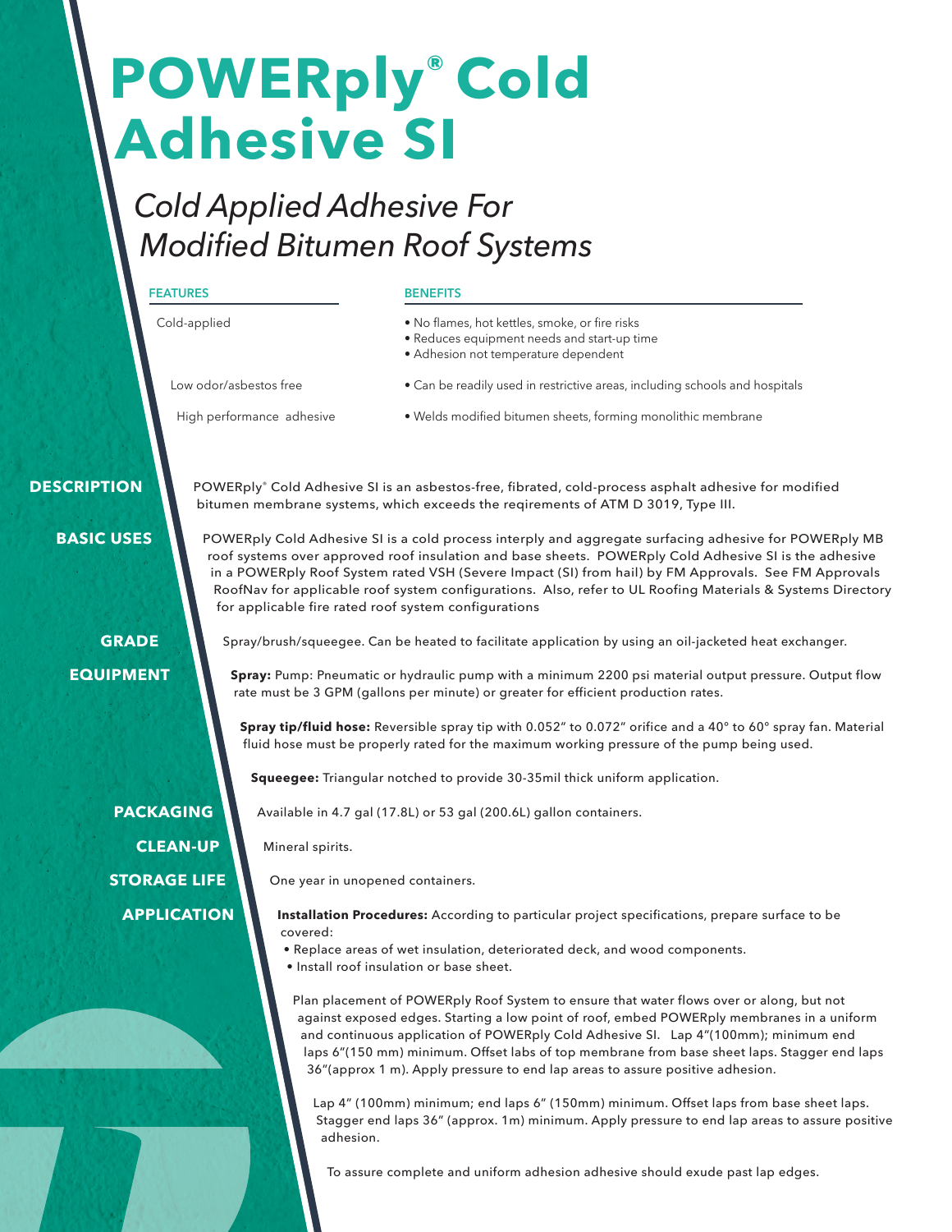# POWERply® Cold Adhesive SI

*Cold Applied Adhesive For Modified Bitumen Roof Systems*

| FEATURES | BENEFITS |
| --- | --- |
| Cold-applied | • No flames, hot kettles, smoke, or fire risks<br>• Reduces equipment needs and start-up time<br>• Adhesion not temperature dependent |
| Low odor/asbestos free | • Can be readily used in restrictive areas, including schools and hospitals |
| High performance adhesive | • Welds modified bitumen sheets, forming monolithic membrane |

**DESCRIPTION**

POWERply® Cold Adhesive SI is an asbestos-free, fibrated, cold-process asphalt adhesive for modified bitumen membrane systems, which exceeds the reqirements of ATM D 3019, Type III.

**BASIC USES**

POWERply Cold Adhesive SI is a cold process interply and aggregate surfacing adhesive for POWERply MB roof systems over approved roof insulation and base sheets. POWERply Cold Adhesive SI is the adhesive in a POWERply Roof System rated VSH (Severe Impact (SI) from hail) by FM Approvals. See FM Approvals RoofNav for applicable roof system configurations. Also, refer to UL Roofing Materials & Systems Directory for applicable fire rated roof system configurations

**GRADE**

Spray/brush/squeegee. Can be heated to facilitate application by using an oil-jacketed heat exchanger.

**EQUIPMENT**

**Spray:** Pump: Pneumatic or hydraulic pump with a minimum 2200 psi material output pressure. Output flow rate must be 3 GPM (gallons per minute) or greater for efficient production rates.

**Spray tip/fluid hose:** Reversible spray tip with 0.052" to 0.072" orifice and a 40° to 60° spray fan. Material fluid hose must be properly rated for the maximum working pressure of the pump being used.

**Squeegee:** Triangular notched to provide 30-35mil thick uniform application.

**PACKAGING**

Available in 4.7 gal (17.8L) or 53 gal (200.6L) gallon containers.

**CLEAN-UP**

Mineral spirits.

**STORAGE LIFE**

One year in unopened containers.

**APPLICATION**

**Installation Procedures:** According to particular project specifications, prepare surface to be covered:

- Replace areas of wet insulation, deteriorated deck, and wood components.
- Install roof insulation or base sheet.

Plan placement of POWERply Roof System to ensure that water flows over or along, but not against exposed edges. Starting a low point of roof, embed POWERply membranes in a uniform and continuous application of POWERply Cold Adhesive SI. Lap 4"(100mm); minimum end laps 6"(150 mm) minimum. Offset labs of top membrane from base sheet laps. Stagger end laps 36"(approx 1 m). Apply pressure to end lap areas to assure positive adhesion.

Lap 4" (100mm) minimum; end laps 6" (150mm) minimum. Offset laps from base sheet laps. Stagger end laps 36" (approx. 1m) minimum. Apply pressure to end lap areas to assure positive adhesion.

To assure complete and uniform adhesion adhesive should exude past lap edges.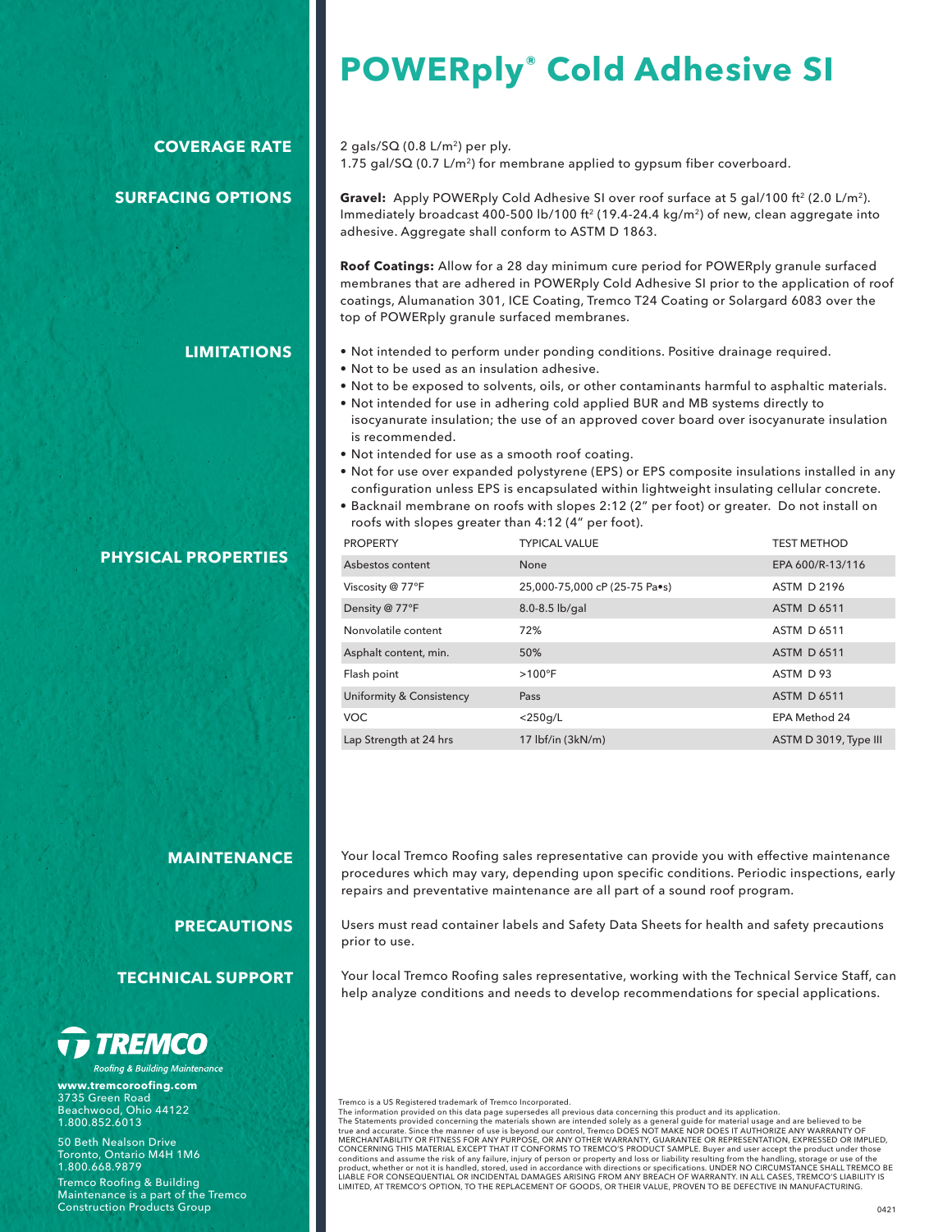# POWERply® Cold Adhesive SI

## COVERAGE RATE

2 gals/SQ (0.8 L/m²) per ply.
1.75 gal/SQ (0.7 L/m²) for membrane applied to gypsum fiber coverboard.

## SURFACING OPTIONS

**Gravel:** Apply POWERply Cold Adhesive SI over roof surface at 5 gal/100 ft² (2.0 L/m²). Immediately broadcast 400-500 lb/100 ft² (19.4-24.4 kg/m²) of new, clean aggregate into adhesive. Aggregate shall conform to ASTM D 1863.

**Roof Coatings:** Allow for a 28 day minimum cure period for POWERply granule surfaced membranes that are adhered in POWERply Cold Adhesive SI prior to the application of roof coatings, Alumanation 301, ICE Coating, Tremco T24 Coating or Solargard 6083 over the top of POWERply granule surfaced membranes.

## LIMITATIONS

- Not intended to perform under ponding conditions. Positive drainage required.
- Not to be used as an insulation adhesive.
- Not to be exposed to solvents, oils, or other contaminants harmful to asphaltic materials.
- Not intended for use in adhering cold applied BUR and MB systems directly to isocyanurate insulation; the use of an approved cover board over isocyanurate insulation is recommended.
- Not intended for use as a smooth roof coating.
- Not for use over expanded polystyrene (EPS) or EPS composite insulations installed in any configuration unless EPS is encapsulated within lightweight insulating cellular concrete.
- Backnail membrane on roofs with slopes 2:12 (2" per foot) or greater. Do not install on roofs with slopes greater than 4:12 (4" per foot).

## PHYSICAL PROPERTIES

| PROPERTY | TYPICAL VALUE | TEST METHOD |
|---|---|---|
| Asbestos content | None | EPA 600/R-13/116 |
| Viscosity @ 77°F | 25,000-75,000 cP (25-75 Pa•s) | ASTM D 2196 |
| Density @ 77°F | 8.0-8.5 lb/gal | ASTM D 6511 |
| Nonvolatile content | 72% | ASTM D 6511 |
| Asphalt content, min. | 50% | ASTM D 6511 |
| Flash point | >100°F | ASTM D 93 |
| Uniformity & Consistency | Pass | ASTM D 6511 |
| VOC | <250g/L | EPA Method 24 |
| Lap Strength at 24 hrs | 17 lbf/in (3kN/m) | ASTM D 3019, Type III |

## MAINTENANCE

Your local Tremco Roofing sales representative can provide you with effective maintenance procedures which may vary, depending upon specific conditions. Periodic inspections, early repairs and preventative maintenance are all part of a sound roof program.

## PRECAUTIONS

Users must read container labels and Safety Data Sheets for health and safety precautions prior to use.

## TECHNICAL SUPPORT

Your local Tremco Roofing sales representative, working with the Technical Service Staff, can help analyze conditions and needs to develop recommendations for special applications.

TREMCO
Roofing & Building Maintenance

**www.tremcoroofing.com**
3735 Green Road
Beachwood, Ohio 44122
1.800.852.6013

50 Beth Nealson Drive
Toronto, Ontario M4H 1M6
1.800.668.9879

Tremco Roofing & Building Maintenance is a part of the Tremco Construction Products Group

Tremco is a US Registered trademark of Tremco Incorporated.
The information provided on this data page supersedes all previous data concerning this product and its application.
The Statements provided concerning the materials shown are intended solely as a general guide for material usage and are believed to be true and accurate. Since the manner of use is beyond our control, Tremco DOES NOT MAKE NOR DOES IT AUTHORIZE ANY WARRANTY OF MERCHANTABILITY OR FITNESS FOR ANY PURPOSE, OR ANY OTHER WARRANTY, GUARANTEE OR REPRESENTATION, EXPRESSED OR IMPLIED, CONCERNING THIS MATERIAL EXCEPT THAT IT CONFORMS TO TREMCO'S PRODUCT SAMPLE. Buyer and user accept the product under those conditions and assume the risk of any failure, injury of person or property and loss or liability resulting from the handling, storage or use of the product, whether or not it is handled, stored, used in accordance with directions or specifications. UNDER NO CIRCUMSTANCE SHALL TREMCO BE LIABLE FOR CONSEQUENTIAL OR INCIDENTAL DAMAGES ARISING FROM ANY BREACH OF WARRANTY. IN ALL CASES, TREMCO'S LIABILITY IS LIMITED, AT TREMCO'S OPTION, TO THE REPLACEMENT OF GOODS, OR THEIR VALUE, PROVEN TO BE DEFECTIVE IN MANUFACTURING.

0421